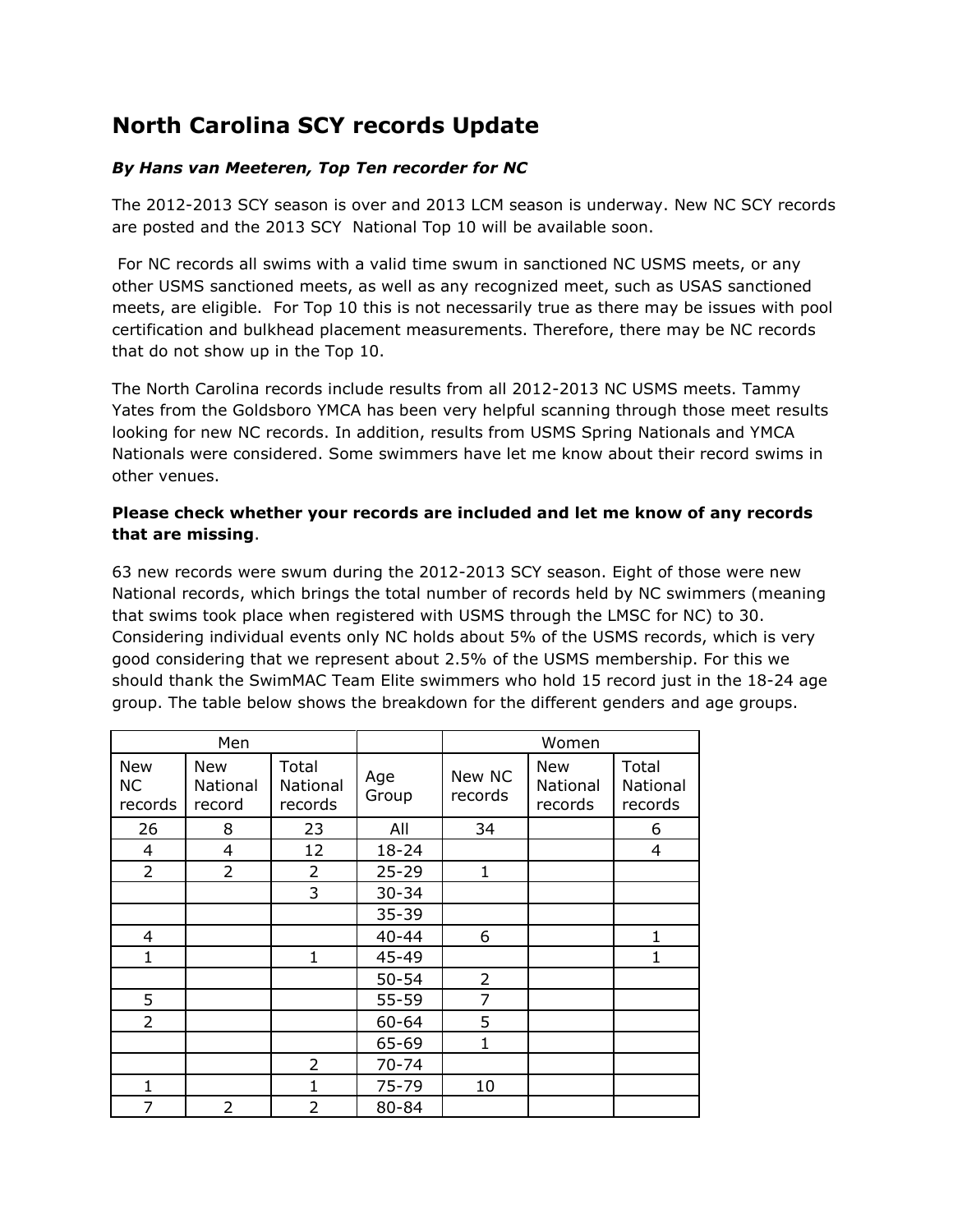# North Carolina SCY records Update

***By Hans van Meeteren, Top Ten recorder for NC***

The 2012-2013 SCY season is over and 2013 LCM season is underway. New NC SCY records are posted and the 2013 SCY National Top 10 will be available soon.

For NC records all swims with a valid time swum in sanctioned NC USMS meets, or any other USMS sanctioned meets, as well as any recognized meet, such as USAS sanctioned meets, are eligible. For Top 10 this is not necessarily true as there may be issues with pool certification and bulkhead placement measurements. Therefore, there may be NC records that do not show up in the Top 10.

The North Carolina records include results from all 2012-2013 NC USMS meets. Tammy Yates from the Goldsboro YMCA has been very helpful scanning through those meet results looking for new NC records. In addition, results from USMS Spring Nationals and YMCA Nationals were considered. Some swimmers have let me know about their record swims in other venues.

**Please check whether your records are included and let me know of any records that are missing**.

63 new records were swum during the 2012-2013 SCY season. Eight of those were new National records, which brings the total number of records held by NC swimmers (meaning that swims took place when registered with USMS through the LMSC for NC) to 30. Considering individual events only NC holds about 5% of the USMS records, which is very good considering that we represent about 2.5% of the USMS membership. For this we should thank the SwimMAC Team Elite swimmers who hold 15 record just in the 18-24 age group. The table below shows the breakdown for the different genders and age groups.

| Men | | | | Women | | |
|---|---|---|---|---|---|---|
| New NC records | New National record | Total National records | Age Group | New NC records | New National records | Total National records |
| 26 | 8 | 23 | All | 34 | | 6 |
| 4 | 4 | 12 | 18-24 | | | 4 |
| 2 | 2 | 2 | 25-29 | 1 | | |
| | | 3 | 30-34 | | | |
| | | | 35-39 | | | |
| 4 | | | 40-44 | 6 | | 1 |
| 1 | | 1 | 45-49 | | | 1 |
| | | | 50-54 | 2 | | |
| 5 | | | 55-59 | 7 | | |
| 2 | | | 60-64 | 5 | | |
| | | | 65-69 | 1 | | |
| | | 2 | 70-74 | | | |
| 1 | | 1 | 75-79 | 10 | | |
| 7 | 2 | 2 | 80-84 | | | |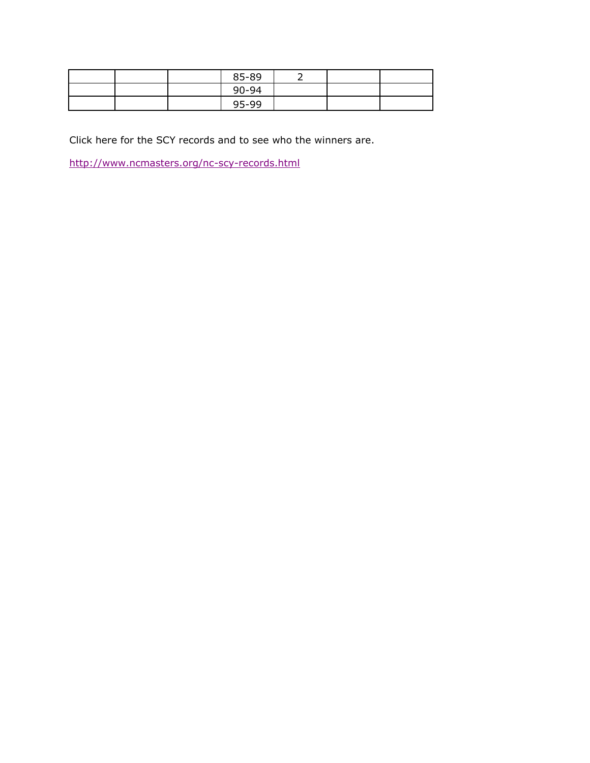| | | | | | | |
|---|---|---|---|---|---|---|
| | | | 85-89 | 2 | | |
| | | | 90-94 | | | |
| | | | 95-99 | | | |

Click here for the SCY records and to see who the winners are.

http://www.ncmasters.org/nc-scy-records.html